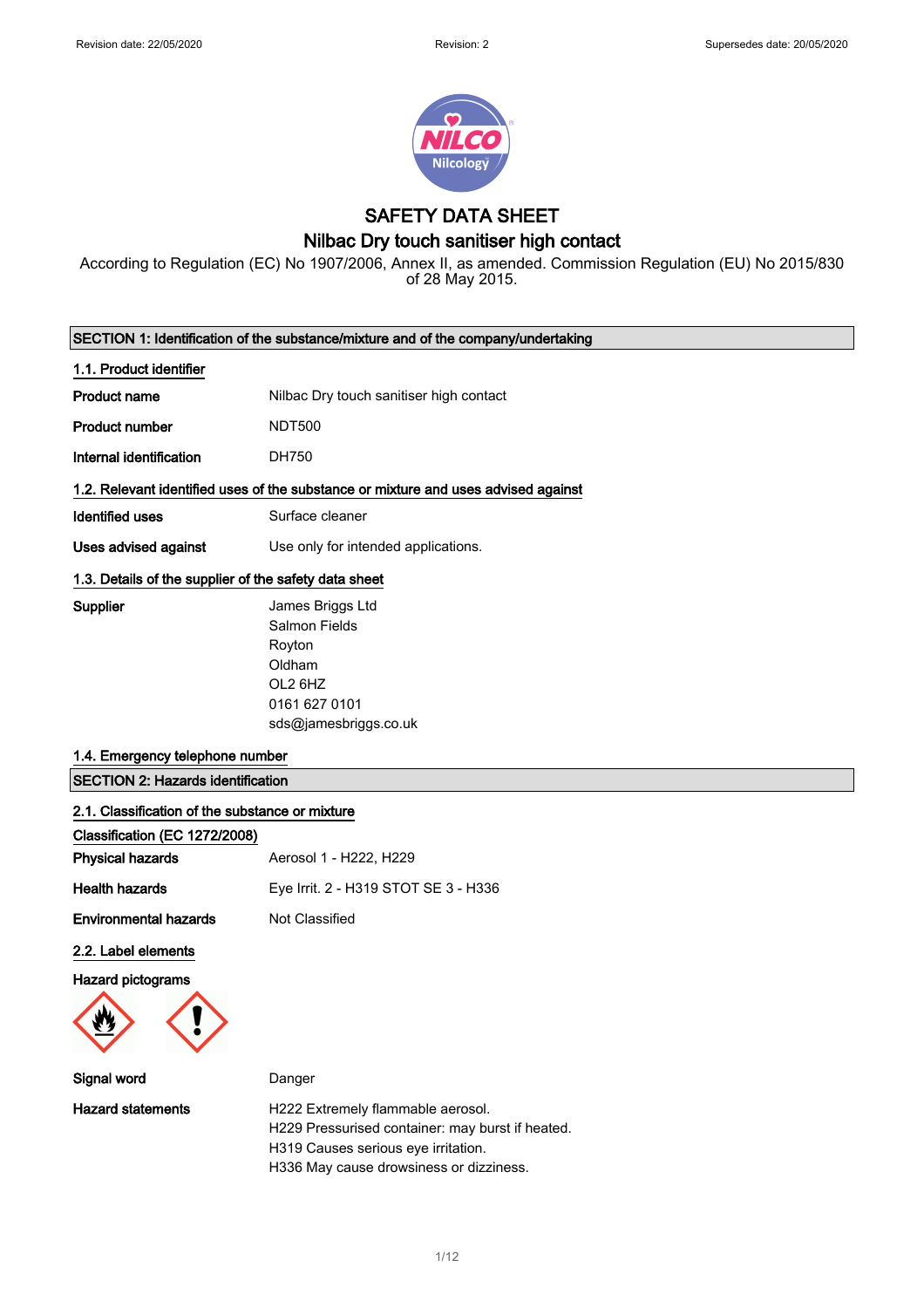# SAFETY DATA SHEET

## Nilbac Dry touch sanitiser high contact

According to Regulation (EC) No 1907/2006, Annex II, as amended. Commission Regulation (EU) No 2015/830 of 28 May 2015.

## SECTION 1: Identification of the substance/mixture and of the company/undertaking

### 1.1. Product identifier

| | |
|---|---|
| **Product name** | Nilbac Dry touch sanitiser high contact |
| **Product number** | NDT500 |
| **Internal identification** | DH750 |

### 1.2. Relevant identified uses of the substance or mixture and uses advised against

| | |
|---|---|
| **Identified uses** | Surface cleaner |
| **Uses advised against** | Use only for intended applications. |

### 1.3. Details of the supplier of the safety data sheet

**Supplier**

James Briggs Ltd
Salmon Fields
Royton
Oldham
OL2 6HZ
0161 627 0101
sds@jamesbriggs.co.uk

### 1.4. Emergency telephone number

## SECTION 2: Hazards identification

### 2.1. Classification of the substance or mixture

**Classification (EC 1272/2008)**

| | |
|---|---|
| **Physical hazards** | Aerosol 1 - H222, H229 |
| **Health hazards** | Eye Irrit. 2 - H319 STOT SE 3 - H336 |
| **Environmental hazards** | Not Classified |

### 2.2. Label elements

**Hazard pictograms**

| | |
|---|---|
| **Signal word** | Danger |
| **Hazard statements** | H222 Extremely flammable aerosol.<br>H229 Pressurised container: may burst if heated.<br>H319 Causes serious eye irritation.<br>H336 May cause drowsiness or dizziness. |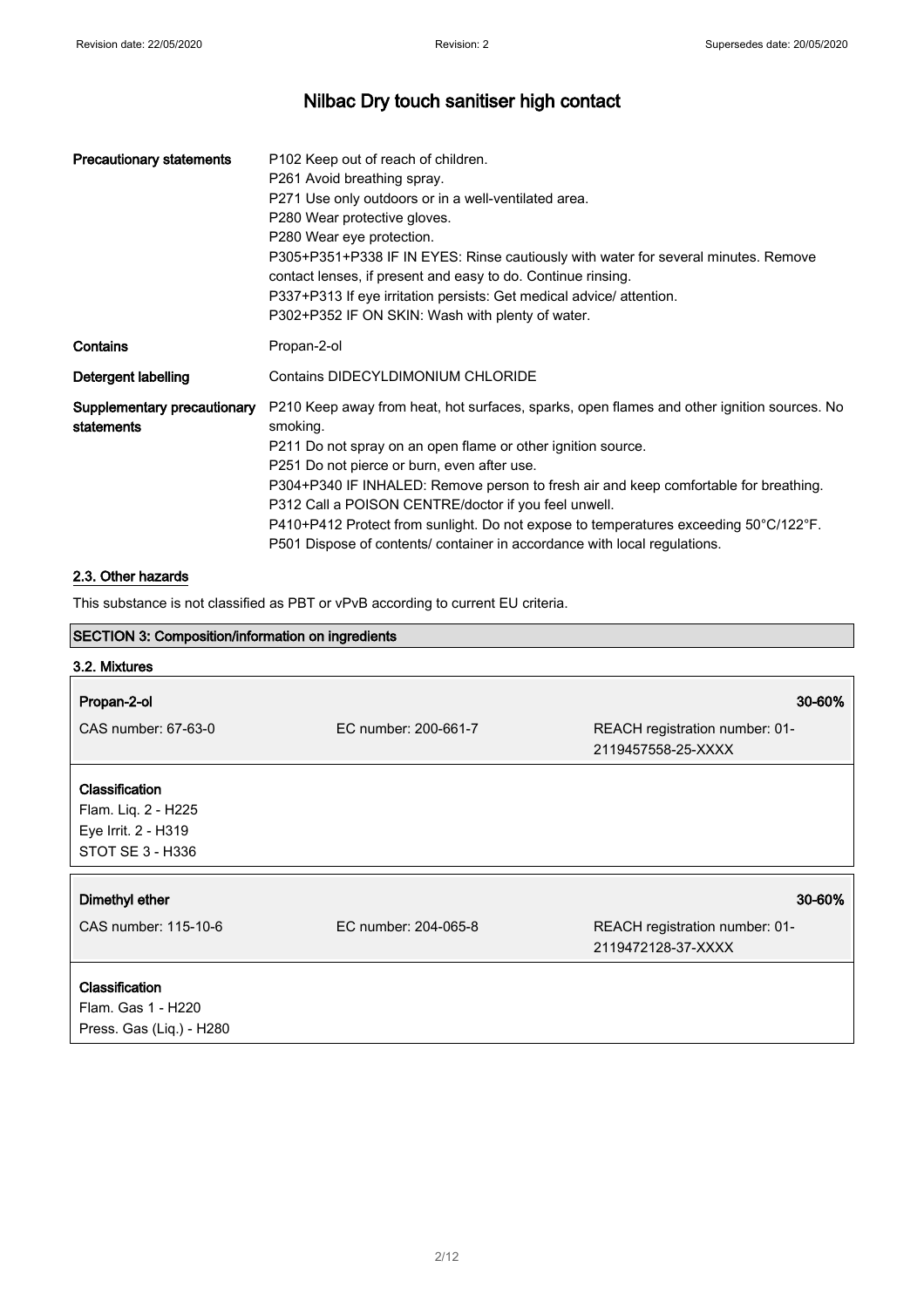| | |
|---|---|
| **Precautionary statements** | P102 Keep out of reach of children.<br>P261 Avoid breathing spray.<br>P271 Use only outdoors or in a well-ventilated area.<br>P280 Wear protective gloves.<br>P280 Wear eye protection.<br>P305+P351+P338 IF IN EYES: Rinse cautiously with water for several minutes. Remove contact lenses, if present and easy to do. Continue rinsing.<br>P337+P313 If eye irritation persists: Get medical advice/ attention.<br>P302+P352 IF ON SKIN: Wash with plenty of water. |
| **Contains** | Propan-2-ol |
| **Detergent labelling** | Contains DIDECYLDIMONIUM CHLORIDE |
| **Supplementary precautionary statements** | P210 Keep away from heat, hot surfaces, sparks, open flames and other ignition sources. No smoking.<br>P211 Do not spray on an open flame or other ignition source.<br>P251 Do not pierce or burn, even after use.<br>P304+P340 IF INHALED: Remove person to fresh air and keep comfortable for breathing.<br>P312 Call a POISON CENTRE/doctor if you feel unwell.<br>P410+P412 Protect from sunlight. Do not expose to temperatures exceeding 50°C/122°F.<br>P501 Dispose of contents/ container in accordance with local regulations. |

### 2.3. Other hazards

This substance is not classified as PBT or vPvB according to current EU criteria.

## SECTION 3: Composition/information on ingredients

### 3.2. Mixtures

| **Propan-2-ol** | | **30-60%** |
|---|---|---|
| CAS number: 67-63-0 | EC number: 200-661-7 | REACH registration number: 01-2119457558-25-XXXX |

**Classification**
Flam. Liq. 2 - H225
Eye Irrit. 2 - H319
STOT SE 3 - H336

| **Dimethyl ether** | | **30-60%** |
|---|---|---|
| CAS number: 115-10-6 | EC number: 204-065-8 | REACH registration number: 01-2119472128-37-XXXX |

**Classification**
Flam. Gas 1 - H220
Press. Gas (Liq.) - H280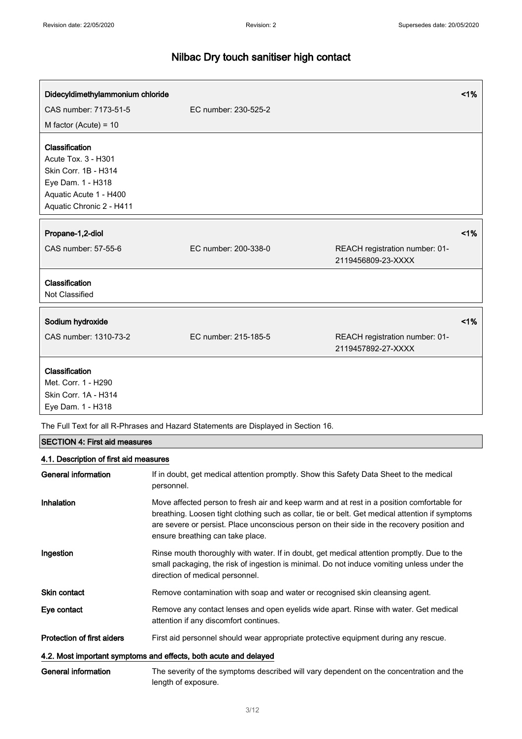# Nilbac Dry touch sanitiser high contact

**Didecyldimethylammonium chloride** <1%

CAS number: 7173-51-5 EC number: 230-525-2

M factor (Acute) = 10

**Classification**
Acute Tox. 3 - H301
Skin Corr. 1B - H314
Eye Dam. 1 - H318
Aquatic Acute 1 - H400
Aquatic Chronic 2 - H411

**Propane-1,2-diol** <1%

CAS number: 57-55-6 EC number: 200-338-0 REACH registration number: 01-2119456809-23-XXXX

**Classification**
Not Classified

**Sodium hydroxide** <1%

CAS number: 1310-73-2 EC number: 215-185-5 REACH registration number: 01-2119457892-27-XXXX

**Classification**
Met. Corr. 1 - H290
Skin Corr. 1A - H314
Eye Dam. 1 - H318

The Full Text for all R-Phrases and Hazard Statements are Displayed in Section 16.

## SECTION 4: First aid measures

### 4.1. Description of first aid measures

**General information** If in doubt, get medical attention promptly. Show this Safety Data Sheet to the medical personnel.

**Inhalation** Move affected person to fresh air and keep warm and at rest in a position comfortable for breathing. Loosen tight clothing such as collar, tie or belt. Get medical attention if symptoms are severe or persist. Place unconscious person on their side in the recovery position and ensure breathing can take place.

**Ingestion** Rinse mouth thoroughly with water. If in doubt, get medical attention promptly. Due to the small packaging, the risk of ingestion is minimal. Do not induce vomiting unless under the direction of medical personnel.

**Skin contact** Remove contamination with soap and water or recognised skin cleansing agent.

**Eye contact** Remove any contact lenses and open eyelids wide apart. Rinse with water. Get medical attention if any discomfort continues.

**Protection of first aiders** First aid personnel should wear appropriate protective equipment during any rescue.

### 4.2. Most important symptoms and effects, both acute and delayed

**General information** The severity of the symptoms described will vary dependent on the concentration and the length of exposure.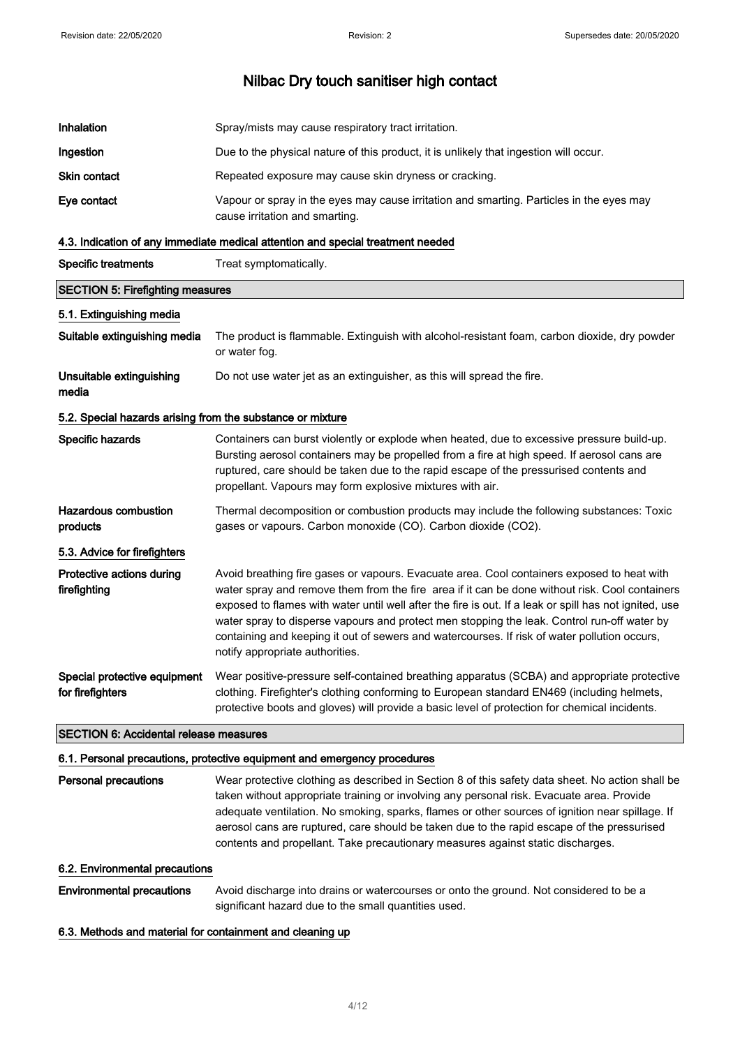| | |
|---|---|
| **Inhalation** | Spray/mists may cause respiratory tract irritation. |
| **Ingestion** | Due to the physical nature of this product, it is unlikely that ingestion will occur. |
| **Skin contact** | Repeated exposure may cause skin dryness or cracking. |
| **Eye contact** | Vapour or spray in the eyes may cause irritation and smarting. Particles in the eyes may cause irritation and smarting. |

### 4.3. Indication of any immediate medical attention and special treatment needed

| | |
|---|---|
| **Specific treatments** | Treat symptomatically. |

## SECTION 5: Firefighting measures

### 5.1. Extinguishing media

| | |
|---|---|
| **Suitable extinguishing media** | The product is flammable. Extinguish with alcohol-resistant foam, carbon dioxide, dry powder or water fog. |
| **Unsuitable extinguishing media** | Do not use water jet as an extinguisher, as this will spread the fire. |

### 5.2. Special hazards arising from the substance or mixture

| | |
|---|---|
| **Specific hazards** | Containers can burst violently or explode when heated, due to excessive pressure build-up. Bursting aerosol containers may be propelled from a fire at high speed. If aerosol cans are ruptured, care should be taken due to the rapid escape of the pressurised contents and propellant. Vapours may form explosive mixtures with air. |
| **Hazardous combustion products** | Thermal decomposition or combustion products may include the following substances: Toxic gases or vapours. Carbon monoxide (CO). Carbon dioxide ($CO_2$). |

### 5.3. Advice for firefighters

| | |
|---|---|
| **Protective actions during firefighting** | Avoid breathing fire gases or vapours. Evacuate area. Cool containers exposed to heat with water spray and remove them from the fire area if it can be done without risk. Cool containers exposed to flames with water until well after the fire is out. If a leak or spill has not ignited, use water spray to disperse vapours and protect men stopping the leak. Control run-off water by containing and keeping it out of sewers and watercourses. If risk of water pollution occurs, notify appropriate authorities. |
| **Special protective equipment for firefighters** | Wear positive-pressure self-contained breathing apparatus (SCBA) and appropriate protective clothing. Firefighter's clothing conforming to European standard EN469 (including helmets, protective boots and gloves) will provide a basic level of protection for chemical incidents. |

## SECTION 6: Accidental release measures

### 6.1. Personal precautions, protective equipment and emergency procedures

| | |
|---|---|
| **Personal precautions** | Wear protective clothing as described in Section 8 of this safety data sheet. No action shall be taken without appropriate training or involving any personal risk. Evacuate area. Provide adequate ventilation. No smoking, sparks, flames or other sources of ignition near spillage. If aerosol cans are ruptured, care should be taken due to the rapid escape of the pressurised contents and propellant. Take precautionary measures against static discharges. |

### 6.2. Environmental precautions

| | |
|---|---|
| **Environmental precautions** | Avoid discharge into drains or watercourses or onto the ground. Not considered to be a significant hazard due to the small quantities used. |

### 6.3. Methods and material for containment and cleaning up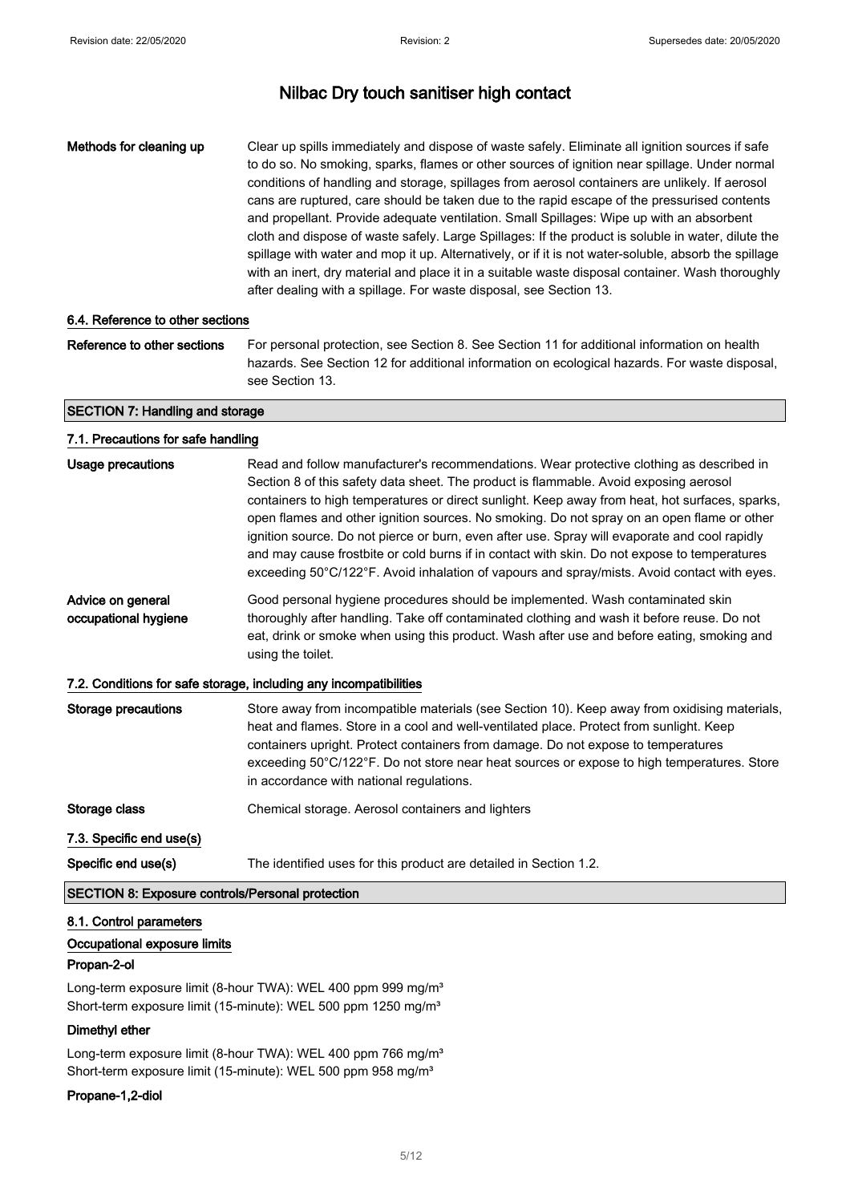**Methods for cleaning up** Clear up spills immediately and dispose of waste safely. Eliminate all ignition sources if safe to do so. No smoking, sparks, flames or other sources of ignition near spillage. Under normal conditions of handling and storage, spillages from aerosol containers are unlikely. If aerosol cans are ruptured, care should be taken due to the rapid escape of the pressurised contents and propellant. Provide adequate ventilation. Small Spillages: Wipe up with an absorbent cloth and dispose of waste safely. Large Spillages: If the product is soluble in water, dilute the spillage with water and mop it up. Alternatively, or if it is not water-soluble, absorb the spillage with an inert, dry material and place it in a suitable waste disposal container. Wash thoroughly after dealing with a spillage. For waste disposal, see Section 13.

### 6.4. Reference to other sections

**Reference to other sections** For personal protection, see Section 8. See Section 11 for additional information on health hazards. See Section 12 for additional information on ecological hazards. For waste disposal, see Section 13.

## SECTION 7: Handling and storage

### 7.1. Precautions for safe handling

**Usage precautions** Read and follow manufacturer's recommendations. Wear protective clothing as described in Section 8 of this safety data sheet. The product is flammable. Avoid exposing aerosol containers to high temperatures or direct sunlight. Keep away from heat, hot surfaces, sparks, open flames and other ignition sources. No smoking. Do not spray on an open flame or other ignition source. Do not pierce or burn, even after use. Spray will evaporate and cool rapidly and may cause frostbite or cold burns if in contact with skin. Do not expose to temperatures exceeding 50°C/122°F. Avoid inhalation of vapours and spray/mists. Avoid contact with eyes.

**Advice on general occupational hygiene** Good personal hygiene procedures should be implemented. Wash contaminated skin thoroughly after handling. Take off contaminated clothing and wash it before reuse. Do not eat, drink or smoke when using this product. Wash after use and before eating, smoking and using the toilet.

### 7.2. Conditions for safe storage, including any incompatibilities

**Storage precautions** Store away from incompatible materials (see Section 10). Keep away from oxidising materials, heat and flames. Store in a cool and well-ventilated place. Protect from sunlight. Keep containers upright. Protect containers from damage. Do not expose to temperatures exceeding 50°C/122°F. Do not store near heat sources or expose to high temperatures. Store in accordance with national regulations.

**Storage class** Chemical storage. Aerosol containers and lighters

### 7.3. Specific end use(s)

**Specific end use(s)** The identified uses for this product are detailed in Section 1.2.

## SECTION 8: Exposure controls/Personal protection

### 8.1. Control parameters

#### Occupational exposure limits

**Propan-2-ol**

Long-term exposure limit (8-hour TWA): WEL 400 ppm 999 mg/m³
Short-term exposure limit (15-minute): WEL 500 ppm 1250 mg/m³

**Dimethyl ether**

Long-term exposure limit (8-hour TWA): WEL 400 ppm 766 mg/m³
Short-term exposure limit (15-minute): WEL 500 ppm 958 mg/m³

**Propane-1,2-diol**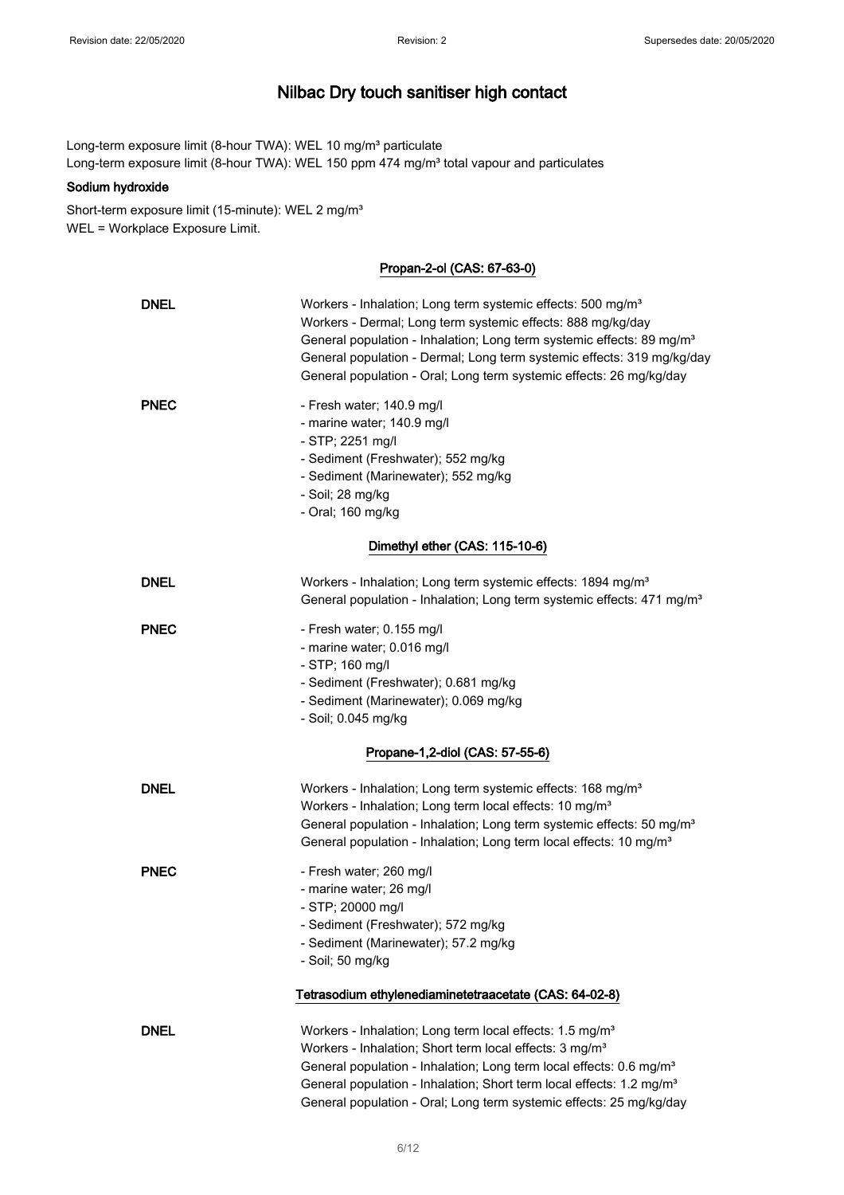Long-term exposure limit (8-hour TWA): WEL 10 mg/m³ particulate
Long-term exposure limit (8-hour TWA): WEL 150 ppm 474 mg/m³ total vapour and particulates

**Sodium hydroxide**

Short-term exposure limit (15-minute): WEL 2 mg/m³
WEL = Workplace Exposure Limit.

### Propan-2-ol (CAS: 67-63-0)

| | |
|---|---|
| **DNEL** | Workers - Inhalation; Long term systemic effects: 500 mg/m³<br>Workers - Dermal; Long term systemic effects: 888 mg/kg/day<br>General population - Inhalation; Long term systemic effects: 89 mg/m³<br>General population - Dermal; Long term systemic effects: 319 mg/kg/day<br>General population - Oral; Long term systemic effects: 26 mg/kg/day |
| **PNEC** | - Fresh water; 140.9 mg/l<br>- marine water; 140.9 mg/l<br>- STP; 2251 mg/l<br>- Sediment (Freshwater); 552 mg/kg<br>- Sediment (Marinewater); 552 mg/kg<br>- Soil; 28 mg/kg<br>- Oral; 160 mg/kg |

### Dimethyl ether (CAS: 115-10-6)

| | |
|---|---|
| **DNEL** | Workers - Inhalation; Long term systemic effects: 1894 mg/m³<br>General population - Inhalation; Long term systemic effects: 471 mg/m³ |
| **PNEC** | - Fresh water; 0.155 mg/l<br>- marine water; 0.016 mg/l<br>- STP; 160 mg/l<br>- Sediment (Freshwater); 0.681 mg/kg<br>- Sediment (Marinewater); 0.069 mg/kg<br>- Soil; 0.045 mg/kg |

### Propane-1,2-diol (CAS: 57-55-6)

| | |
|---|---|
| **DNEL** | Workers - Inhalation; Long term systemic effects: 168 mg/m³<br>Workers - Inhalation; Long term local effects: 10 mg/m³<br>General population - Inhalation; Long term systemic effects: 50 mg/m³<br>General population - Inhalation; Long term local effects: 10 mg/m³ |
| **PNEC** | - Fresh water; 260 mg/l<br>- marine water; 26 mg/l<br>- STP; 20000 mg/l<br>- Sediment (Freshwater); 572 mg/kg<br>- Sediment (Marinewater); 57.2 mg/kg<br>- Soil; 50 mg/kg |

### Tetrasodium ethylenediaminetetraacetate (CAS: 64-02-8)

| | |
|---|---|
| **DNEL** | Workers - Inhalation; Long term local effects: 1.5 mg/m³<br>Workers - Inhalation; Short term local effects: 3 mg/m³<br>General population - Inhalation; Long term local effects: 0.6 mg/m³<br>General population - Inhalation; Short term local effects: 1.2 mg/m³<br>General population - Oral; Long term systemic effects: 25 mg/kg/day |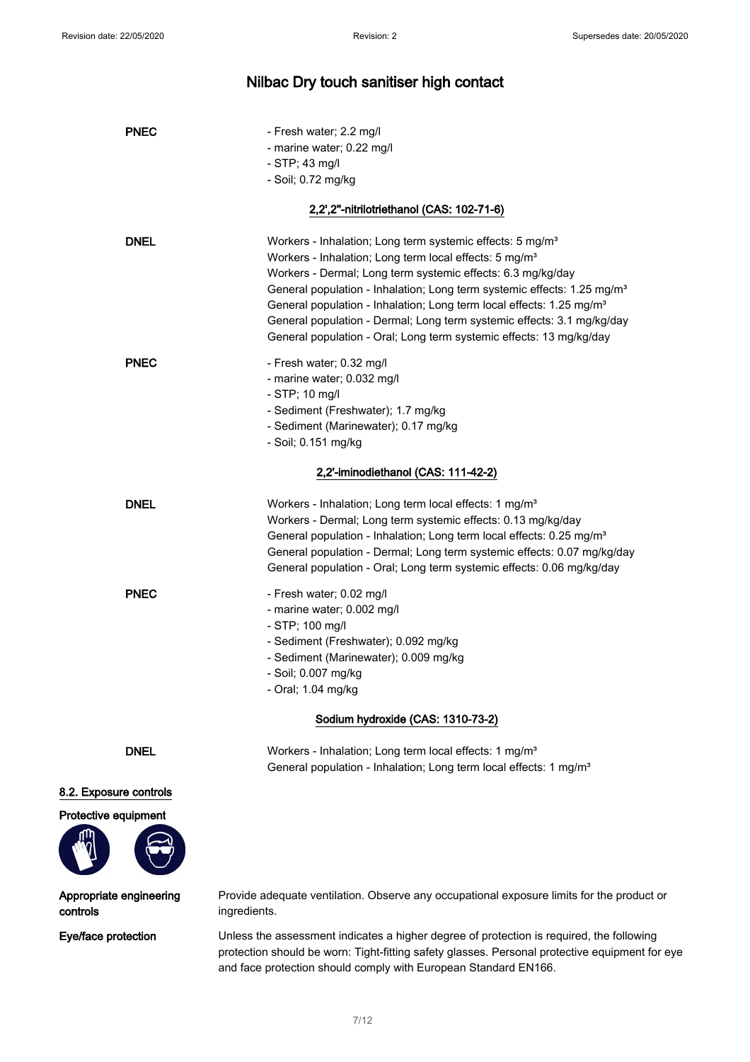# Nilbac Dry touch sanitiser high contact

**PNEC**
- Fresh water; 2.2 mg/l
- marine water; 0.22 mg/l
- STP; 43 mg/l
- Soil; 0.72 mg/kg

### 2,2',2''-nitrilotriethanol (CAS: 102-71-6)

**DNEL**

Workers - Inhalation; Long term systemic effects: 5 mg/m³
Workers - Inhalation; Long term local effects: 5 mg/m³
Workers - Dermal; Long term systemic effects: 6.3 mg/kg/day
General population - Inhalation; Long term systemic effects: 1.25 mg/m³
General population - Inhalation; Long term local effects: 1.25 mg/m³
General population - Dermal; Long term systemic effects: 3.1 mg/kg/day
General population - Oral; Long term systemic effects: 13 mg/kg/day

**PNEC**
- Fresh water; 0.32 mg/l
- marine water; 0.032 mg/l
- STP; 10 mg/l
- Sediment (Freshwater); 1.7 mg/kg
- Sediment (Marinewater); 0.17 mg/kg
- Soil; 0.151 mg/kg

### 2,2'-iminodiethanol (CAS: 111-42-2)

**DNEL**

Workers - Inhalation; Long term local effects: 1 mg/m³
Workers - Dermal; Long term systemic effects: 0.13 mg/kg/day
General population - Inhalation; Long term local effects: 0.25 mg/m³
General population - Dermal; Long term systemic effects: 0.07 mg/kg/day
General population - Oral; Long term systemic effects: 0.06 mg/kg/day

**PNEC**
- Fresh water; 0.02 mg/l
- marine water; 0.002 mg/l
- STP; 100 mg/l
- Sediment (Freshwater); 0.092 mg/kg
- Sediment (Marinewater); 0.009 mg/kg
- Soil; 0.007 mg/kg
- Oral; 1.04 mg/kg

### Sodium hydroxide (CAS: 1310-73-2)

**DNEL**

Workers - Inhalation; Long term local effects: 1 mg/m³
General population - Inhalation; Long term local effects: 1 mg/m³

## 8.2. Exposure controls

### Protective equipment

**Appropriate engineering controls**

Provide adequate ventilation. Observe any occupational exposure limits for the product or ingredients.

**Eye/face protection**

Unless the assessment indicates a higher degree of protection is required, the following protection should be worn: Tight-fitting safety glasses. Personal protective equipment for eye and face protection should comply with European Standard EN166.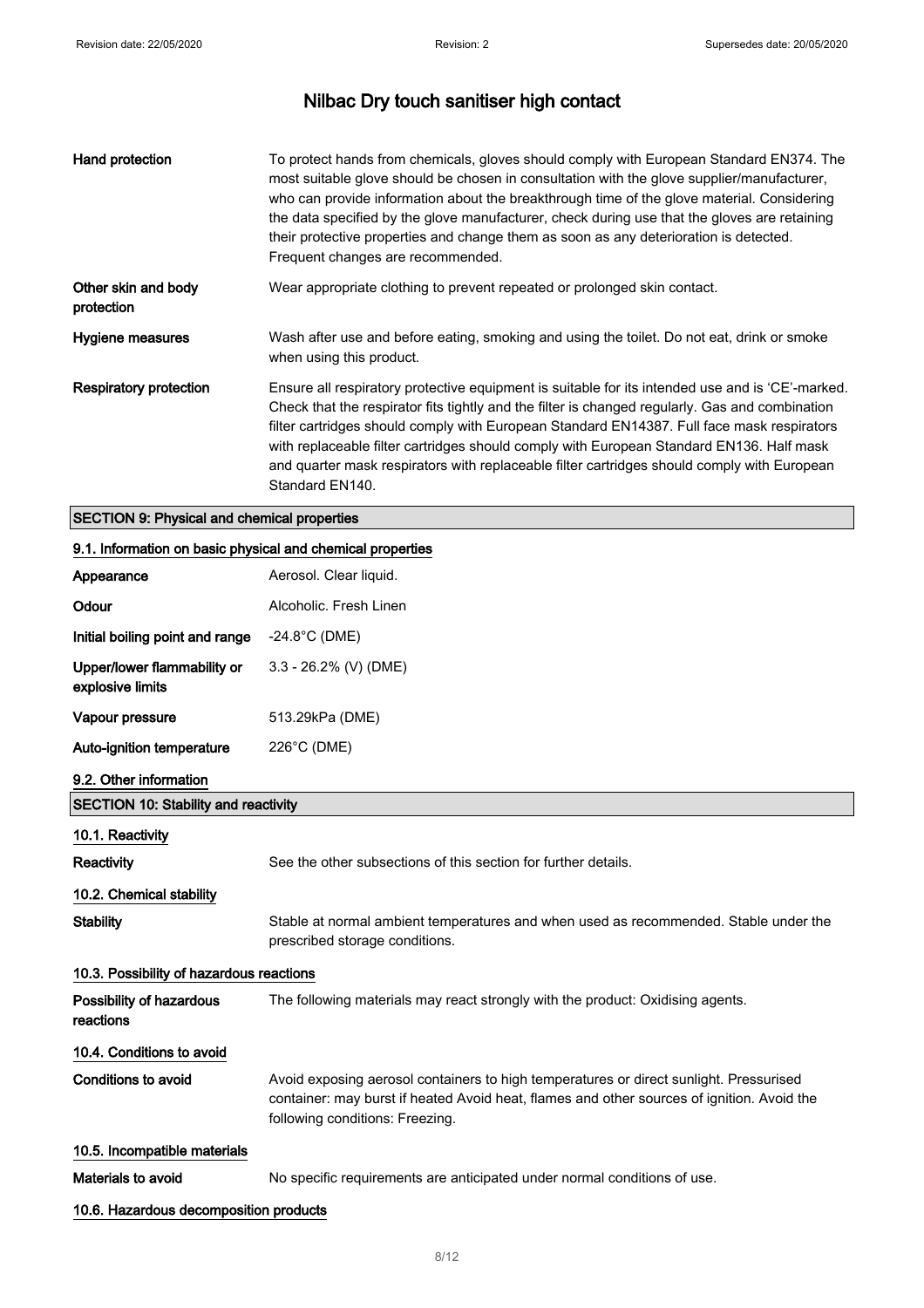| | |
|---|---|
| **Hand protection** | To protect hands from chemicals, gloves should comply with European Standard EN374. The most suitable glove should be chosen in consultation with the glove supplier/manufacturer, who can provide information about the breakthrough time of the glove material. Considering the data specified by the glove manufacturer, check during use that the gloves are retaining their protective properties and change them as soon as any deterioration is detected. Frequent changes are recommended. |
| **Other skin and body protection** | Wear appropriate clothing to prevent repeated or prolonged skin contact. |
| **Hygiene measures** | Wash after use and before eating, smoking and using the toilet. Do not eat, drink or smoke when using this product. |
| **Respiratory protection** | Ensure all respiratory protective equipment is suitable for its intended use and is 'CE'-marked. Check that the respirator fits tightly and the filter is changed regularly. Gas and combination filter cartridges should comply with European Standard EN14387. Full face mask respirators with replaceable filter cartridges should comply with European Standard EN136. Half mask and quarter mask respirators with replaceable filter cartridges should comply with European Standard EN140. |

## SECTION 9: Physical and chemical properties

### 9.1. Information on basic physical and chemical properties

| | |
|---|---|
| **Appearance** | Aerosol. Clear liquid. |
| **Odour** | Alcoholic. Fresh Linen |
| **Initial boiling point and range** | -24.8°C (DME) |
| **Upper/lower flammability or explosive limits** | 3.3 - 26.2% (V) (DME) |
| **Vapour pressure** | 513.29kPa (DME) |
| **Auto-ignition temperature** | 226°C (DME) |

### 9.2. Other information

## SECTION 10: Stability and reactivity

### 10.1. Reactivity

| | |
|---|---|
| **Reactivity** | See the other subsections of this section for further details. |

### 10.2. Chemical stability

| | |
|---|---|
| **Stability** | Stable at normal ambient temperatures and when used as recommended. Stable under the prescribed storage conditions. |

### 10.3. Possibility of hazardous reactions

| | |
|---|---|
| **Possibility of hazardous reactions** | The following materials may react strongly with the product: Oxidising agents. |

### 10.4. Conditions to avoid

| | |
|---|---|
| **Conditions to avoid** | Avoid exposing aerosol containers to high temperatures or direct sunlight. Pressurised container: may burst if heated Avoid heat, flames and other sources of ignition. Avoid the following conditions: Freezing. |

### 10.5. Incompatible materials

| | |
|---|---|
| **Materials to avoid** | No specific requirements are anticipated under normal conditions of use. |

### 10.6. Hazardous decomposition products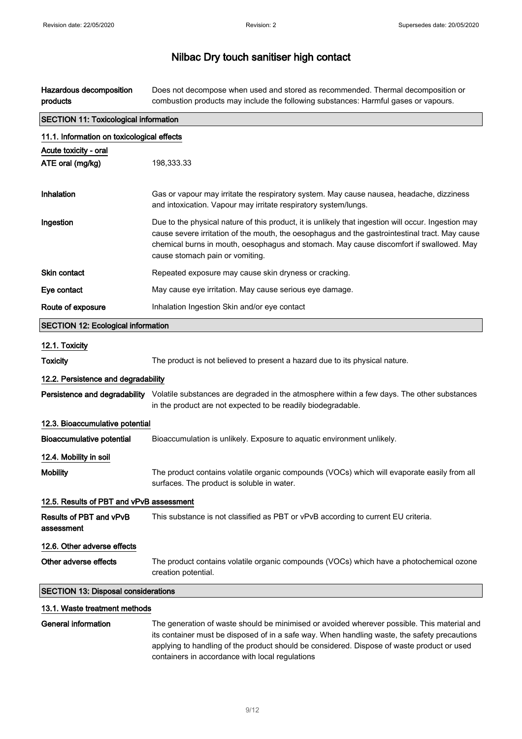| | |
|---|---|
| **Hazardous decomposition products** | Does not decompose when used and stored as recommended. Thermal decomposition or combustion products may include the following substances: Harmful gases or vapours. |

## SECTION 11: Toxicological information

### 11.1. Information on toxicological effects

**Acute toxicity - oral**

| | |
|---|---|
| **ATE oral (mg/kg)** | 198,333.33 |
| **Inhalation** | Gas or vapour may irritate the respiratory system. May cause nausea, headache, dizziness and intoxication. Vapour may irritate respiratory system/lungs. |
| **Ingestion** | Due to the physical nature of this product, it is unlikely that ingestion will occur. Ingestion may cause severe irritation of the mouth, the oesophagus and the gastrointestinal tract. May cause chemical burns in mouth, oesophagus and stomach. May cause discomfort if swallowed. May cause stomach pain or vomiting. |
| **Skin contact** | Repeated exposure may cause skin dryness or cracking. |
| **Eye contact** | May cause eye irritation. May cause serious eye damage. |
| **Route of exposure** | Inhalation Ingestion Skin and/or eye contact |

## SECTION 12: Ecological information

### 12.1. Toxicity

| | |
|---|---|
| **Toxicity** | The product is not believed to present a hazard due to its physical nature. |

### 12.2. Persistence and degradability

| | |
|---|---|
| **Persistence and degradability** | Volatile substances are degraded in the atmosphere within a few days. The other substances in the product are not expected to be readily biodegradable. |

### 12.3. Bioaccumulative potential

| | |
|---|---|
| **Bioaccumulative potential** | Bioaccumulation is unlikely. Exposure to aquatic environment unlikely. |

### 12.4. Mobility in soil

| | |
|---|---|
| **Mobility** | The product contains volatile organic compounds (VOCs) which will evaporate easily from all surfaces. The product is soluble in water. |

### 12.5. Results of PBT and vPvB assessment

| | |
|---|---|
| **Results of PBT and vPvB assessment** | This substance is not classified as PBT or vPvB according to current EU criteria. |

### 12.6. Other adverse effects

| | |
|---|---|
| **Other adverse effects** | The product contains volatile organic compounds (VOCs) which have a photochemical ozone creation potential. |

## SECTION 13: Disposal considerations

### 13.1. Waste treatment methods

| | |
|---|---|
| **General information** | The generation of waste should be minimised or avoided wherever possible. This material and its container must be disposed of in a safe way. When handling waste, the safety precautions applying to handling of the product should be considered. Dispose of waste product or used containers in accordance with local regulations |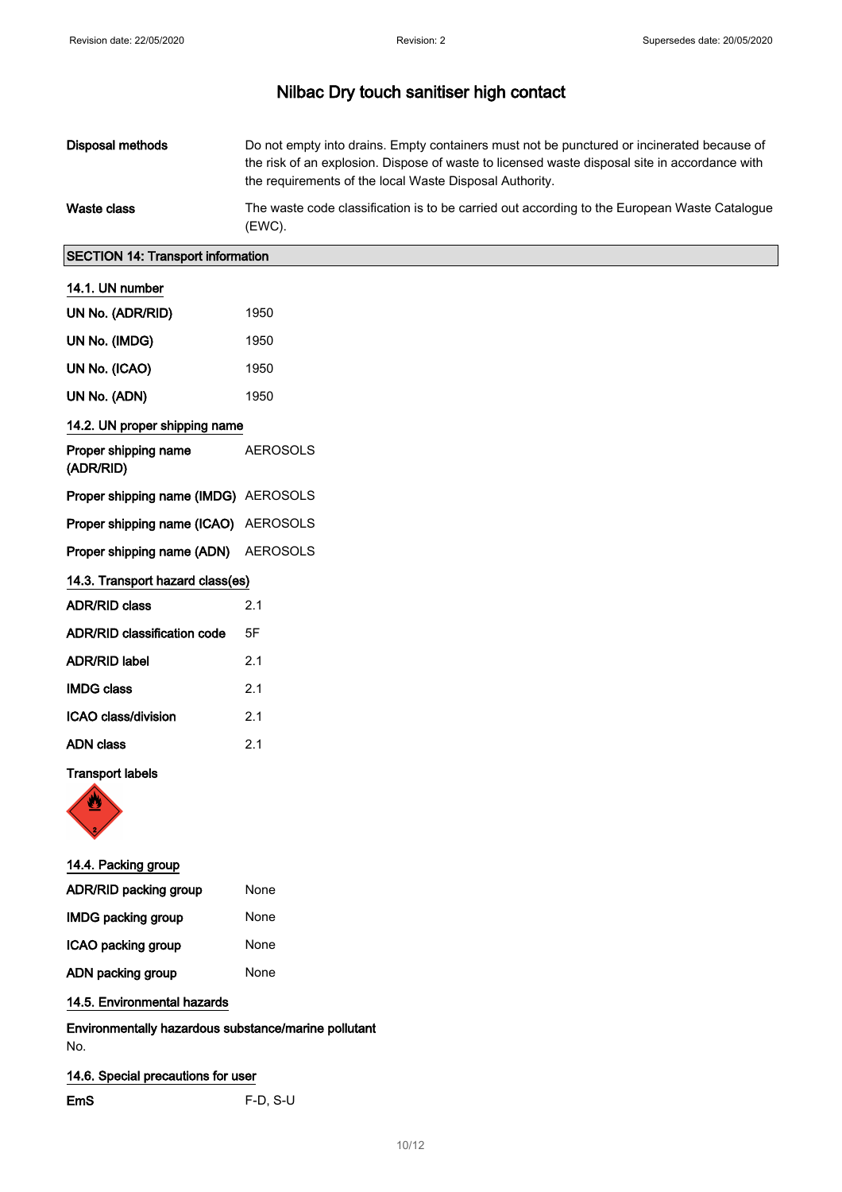# Nilbac Dry touch sanitiser high contact

| | |
|---|---|
| **Disposal methods** | Do not empty into drains. Empty containers must not be punctured or incinerated because of the risk of an explosion. Dispose of waste to licensed waste disposal site in accordance with the requirements of the local Waste Disposal Authority. |
| **Waste class** | The waste code classification is to be carried out according to the European Waste Catalogue (EWC). |

## SECTION 14: Transport information

### 14.1. UN number

| | |
|---|---|
| **UN No. (ADR/RID)** | 1950 |
| **UN No. (IMDG)** | 1950 |
| **UN No. (ICAO)** | 1950 |
| **UN No. (ADN)** | 1950 |

### 14.2. UN proper shipping name

| | |
|---|---|
| **Proper shipping name (ADR/RID)** | AEROSOLS |
| **Proper shipping name (IMDG)** | AEROSOLS |
| **Proper shipping name (ICAO)** | AEROSOLS |
| **Proper shipping name (ADN)** | AEROSOLS |

### 14.3. Transport hazard class(es)

| | |
|---|---|
| **ADR/RID class** | 2.1 |
| **ADR/RID classification code** | 5F |
| **ADR/RID label** | 2.1 |
| **IMDG class** | 2.1 |
| **ICAO class/division** | 2.1 |
| **ADN class** | 2.1 |

**Transport labels**

### 14.4. Packing group

| | |
|---|---|
| **ADR/RID packing group** | None |
| **IMDG packing group** | None |
| **ICAO packing group** | None |
| **ADN packing group** | None |

### 14.5. Environmental hazards

**Environmentally hazardous substance/marine pollutant**

No.

### 14.6. Special precautions for user

| | |
|---|---|
| **EmS** | F-D, S-U |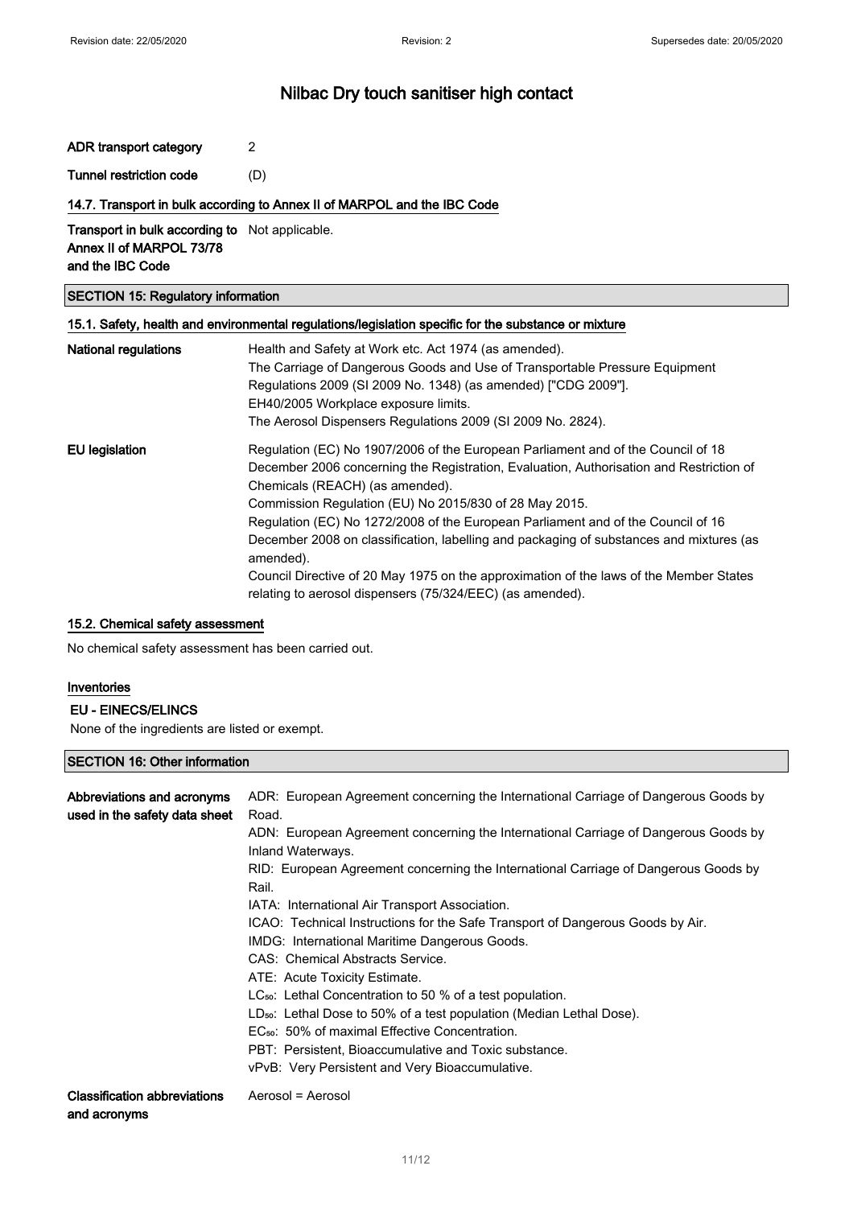| | |
|---|---|
| **ADR transport category** | 2 |
| **Tunnel restriction code** | (D) |

### 14.7. Transport in bulk according to Annex II of MARPOL and the IBC Code

| | |
|---|---|
| **Transport in bulk according to Annex II of MARPOL 73/78 and the IBC Code** | Not applicable. |

## SECTION 15: Regulatory information

### 15.1. Safety, health and environmental regulations/legislation specific for the substance or mixture

**National regulations**

Health and Safety at Work etc. Act 1974 (as amended).
The Carriage of Dangerous Goods and Use of Transportable Pressure Equipment Regulations 2009 (SI 2009 No. 1348) (as amended) ["CDG 2009"].
EH40/2005 Workplace exposure limits.
The Aerosol Dispensers Regulations 2009 (SI 2009 No. 2824).

**EU legislation**

Regulation (EC) No 1907/2006 of the European Parliament and of the Council of 18 December 2006 concerning the Registration, Evaluation, Authorisation and Restriction of Chemicals (REACH) (as amended).
Commission Regulation (EU) No 2015/830 of 28 May 2015.
Regulation (EC) No 1272/2008 of the European Parliament and of the Council of 16 December 2008 on classification, labelling and packaging of substances and mixtures (as amended).
Council Directive of 20 May 1975 on the approximation of the laws of the Member States relating to aerosol dispensers (75/324/EEC) (as amended).

### 15.2. Chemical safety assessment

No chemical safety assessment has been carried out.

### Inventories

**EU - EINECS/ELINCS**

None of the ingredients are listed or exempt.

## SECTION 16: Other information

**Abbreviations and acronyms used in the safety data sheet**

ADR: European Agreement concerning the International Carriage of Dangerous Goods by Road.
ADN: European Agreement concerning the International Carriage of Dangerous Goods by Inland Waterways.
RID: European Agreement concerning the International Carriage of Dangerous Goods by Rail.
IATA: International Air Transport Association.
ICAO: Technical Instructions for the Safe Transport of Dangerous Goods by Air.
IMDG: International Maritime Dangerous Goods.
CAS: Chemical Abstracts Service.
ATE: Acute Toxicity Estimate.
$LC_{50}$: Lethal Concentration to 50 % of a test population.
$LD_{50}$: Lethal Dose to 50% of a test population (Median Lethal Dose).
$EC_{50}$: 50% of maximal Effective Concentration.
PBT: Persistent, Bioaccumulative and Toxic substance.
vPvB: Very Persistent and Very Bioaccumulative.

**Classification abbreviations and acronyms**

Aerosol = Aerosol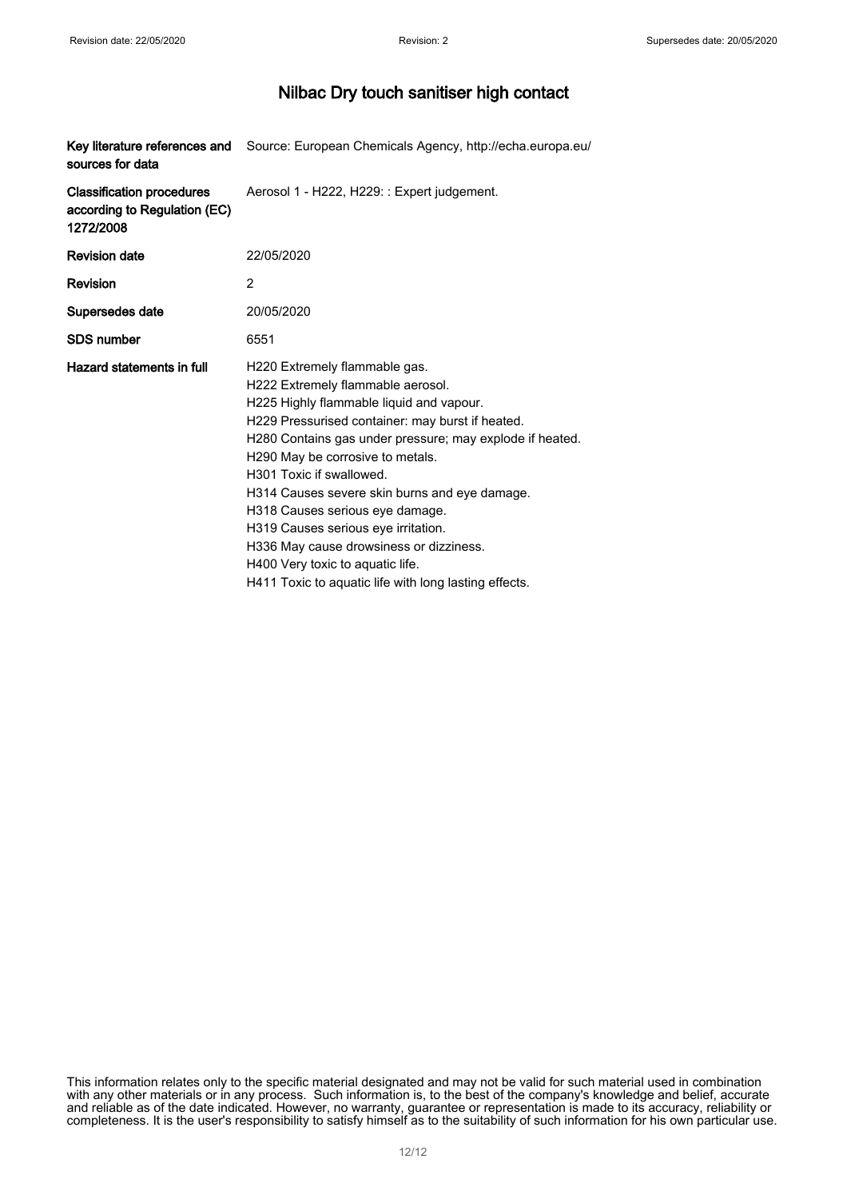# Nilbac Dry touch sanitiser high contact

| | |
|---|---|
| **Key literature references and sources for data** | Source: European Chemicals Agency, http://echa.europa.eu/ |
| **Classification procedures according to Regulation (EC) 1272/2008** | Aerosol 1 - H222, H229: : Expert judgement. |
| **Revision date** | 22/05/2020 |
| **Revision** | 2 |
| **Supersedes date** | 20/05/2020 |
| **SDS number** | 6551 |
| **Hazard statements in full** | H220 Extremely flammable gas.<br>H222 Extremely flammable aerosol.<br>H225 Highly flammable liquid and vapour.<br>H229 Pressurised container: may burst if heated.<br>H280 Contains gas under pressure; may explode if heated.<br>H290 May be corrosive to metals.<br>H301 Toxic if swallowed.<br>H314 Causes severe skin burns and eye damage.<br>H318 Causes serious eye damage.<br>H319 Causes serious eye irritation.<br>H336 May cause drowsiness or dizziness.<br>H400 Very toxic to aquatic life.<br>H411 Toxic to aquatic life with long lasting effects. |

This information relates only to the specific material designated and may not be valid for such material used in combination with any other materials or in any process. Such information is, to the best of the company's knowledge and belief, accurate and reliable as of the date indicated. However, no warranty, guarantee or representation is made to its accuracy, reliability or completeness. It is the user's responsibility to satisfy himself as to the suitability of such information for his own particular use.